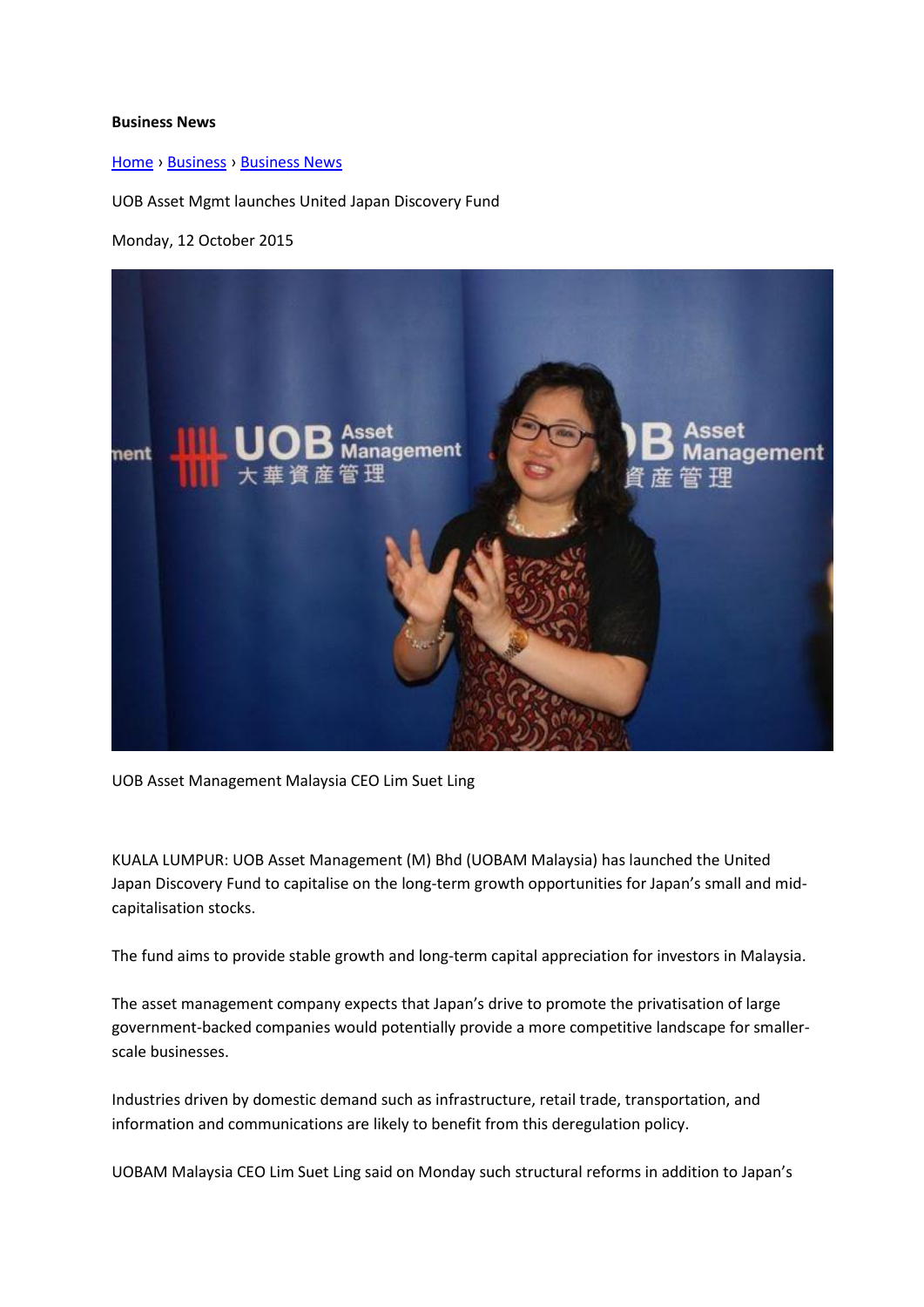**Business News**

Home › Business › Business News

UOB Asset Mgmt launches United Japan Discovery Fund

Monday, 12 October 2015

UOB Asset Management Malaysia CEO Lim Suet Ling

KUALA LUMPUR: UOB Asset Management (M) Bhd (UOBAM Malaysia) has launched the United Japan Discovery Fund to capitalise on the long-term growth opportunities for Japan's small and mid-capitalisation stocks.

The fund aims to provide stable growth and long-term capital appreciation for investors in Malaysia.

The asset management company expects that Japan's drive to promote the privatisation of large government-backed companies would potentially provide a more competitive landscape for smaller-scale businesses.

Industries driven by domestic demand such as infrastructure, retail trade, transportation, and information and communications are likely to benefit from this deregulation policy.

UOBAM Malaysia CEO Lim Suet Ling said on Monday such structural reforms in addition to Japan's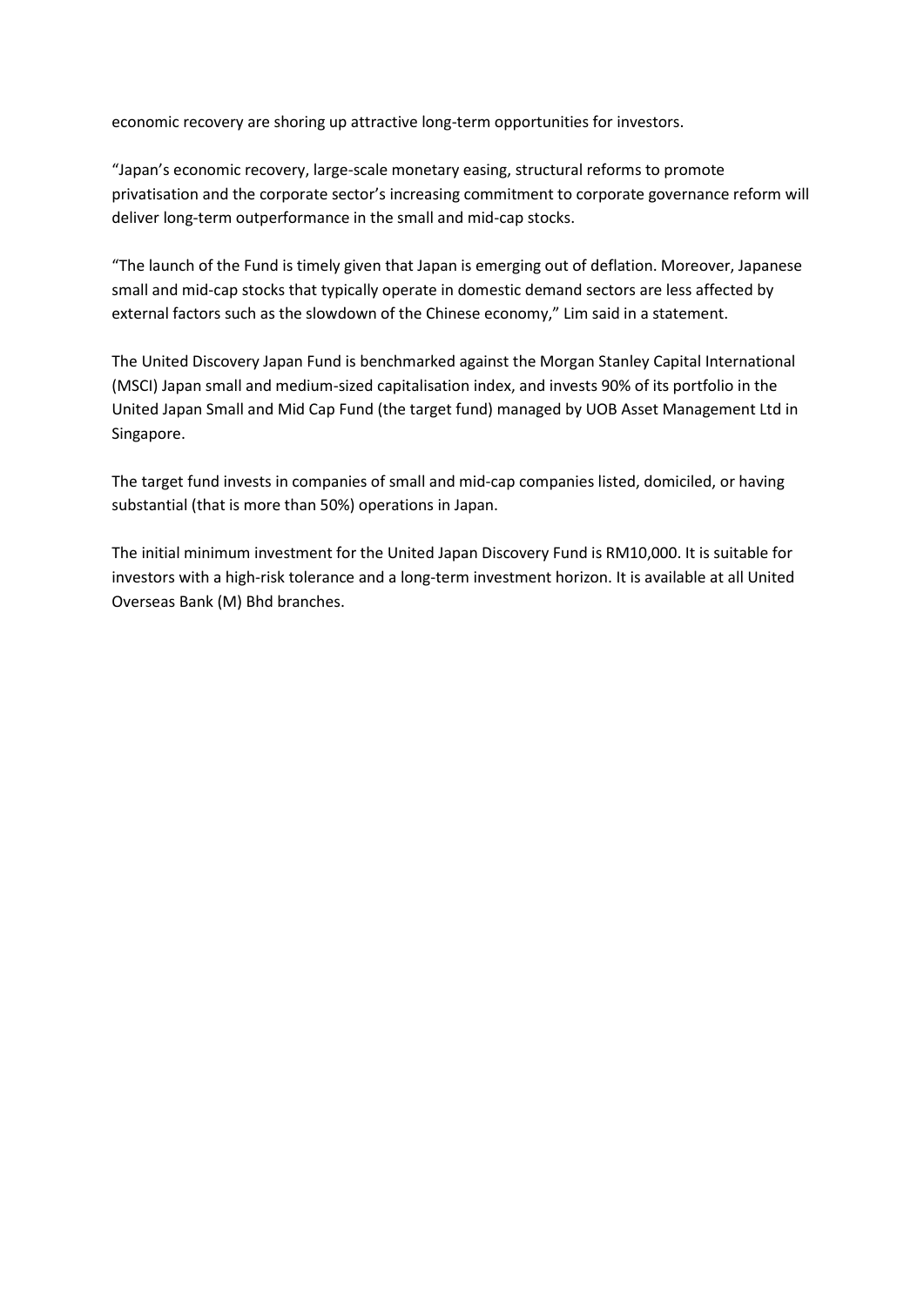economic recovery are shoring up attractive long-term opportunities for investors.

"Japan's economic recovery, large-scale monetary easing, structural reforms to promote privatisation and the corporate sector's increasing commitment to corporate governance reform will deliver long-term outperformance in the small and mid-cap stocks.

"The launch of the Fund is timely given that Japan is emerging out of deflation. Moreover, Japanese small and mid-cap stocks that typically operate in domestic demand sectors are less affected by external factors such as the slowdown of the Chinese economy," Lim said in a statement.

The United Discovery Japan Fund is benchmarked against the Morgan Stanley Capital International (MSCI) Japan small and medium-sized capitalisation index, and invests 90% of its portfolio in the United Japan Small and Mid Cap Fund (the target fund) managed by UOB Asset Management Ltd in Singapore.

The target fund invests in companies of small and mid-cap companies listed, domiciled, or having substantial (that is more than 50%) operations in Japan.

The initial minimum investment for the United Japan Discovery Fund is RM10,000. It is suitable for investors with a high-risk tolerance and a long-term investment horizon. It is available at all United Overseas Bank (M) Bhd branches.